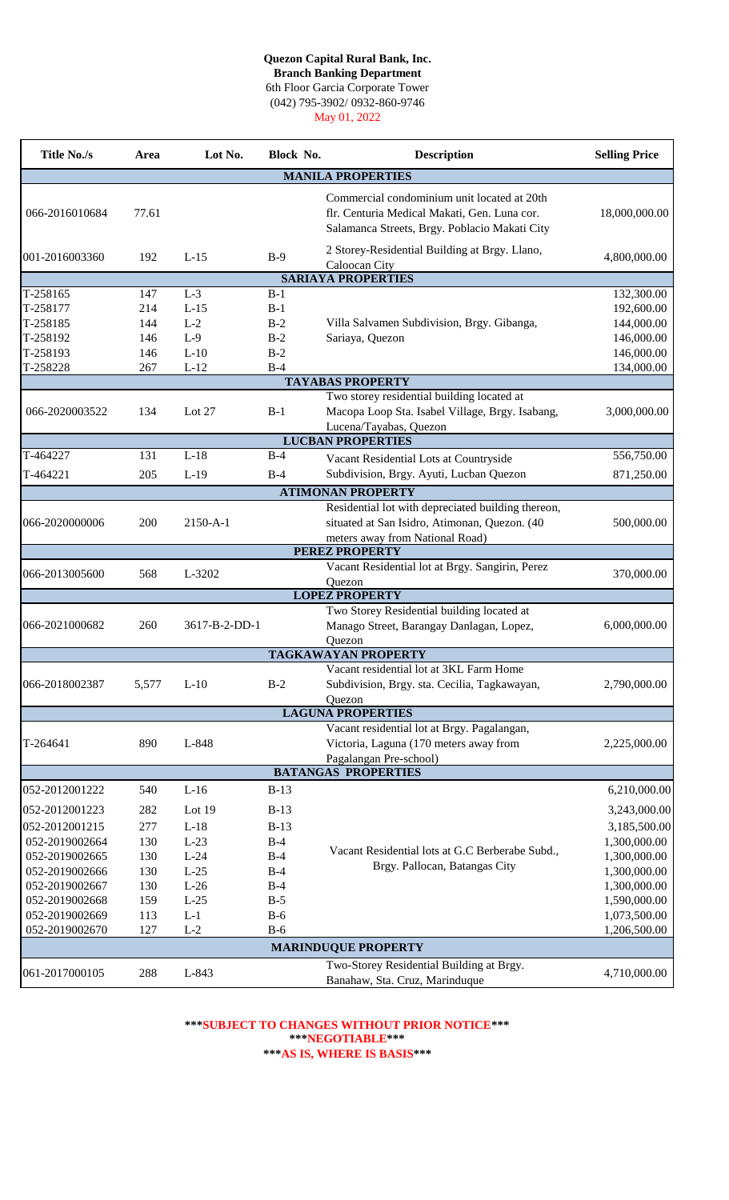**Quezon Capital Rural Bank, Inc.**
**Branch Banking Department**
6th Floor Garcia Corporate Tower
(042) 795-3902/ 0932-860-9746
May 01, 2022

| Title No./s | Area | Lot No. | Block No. | Description | Selling Price |
|---|---|---|---|---|---|
| **MANILA PROPERTIES** | | | | | |
| 066-2016010684 | 77.61 | | | Commercial condominium unit located at 20th flr. Centuria Medical Makati, Gen. Luna cor. Salamanca Streets, Brgy. Poblacio Makati City | 18,000,000.00 |
| 001-2016003360 | 192 | L-15 | B-9 | 2 Storey-Residential Building at Brgy. Llano, Caloocan City | 4,800,000.00 |
| **SARIAYA PROPERTIES** | | | | | |
| T-258165 | 147 | L-3 | B-1 | Villa Salvamen Subdivision, Brgy. Gibanga, Sariaya, Quezon | 132,300.00 |
| T-258177 | 214 | L-15 | B-1 | | 192,600.00 |
| T-258185 | 144 | L-2 | B-2 | | 144,000.00 |
| T-258192 | 146 | L-9 | B-2 | | 146,000.00 |
| T-258193 | 146 | L-10 | B-2 | | 146,000.00 |
| T-258228 | 267 | L-12 | B-4 | | 134,000.00 |
| **TAYABAS PROPERTY** | | | | | |
| 066-2020003522 | 134 | Lot 27 | B-1 | Two storey residential building located at Macopa Loop Sta. Isabel Village, Brgy. Isabang, Lucena/Tayabas, Quezon | 3,000,000.00 |
| **LUCBAN PROPERTIES** | | | | | |
| T-464227 | 131 | L-18 | B-4 | Vacant Residential Lots at Countryside Subdivision, Brgy. Ayuti, Lucban Quezon | 556,750.00 |
| T-464221 | 205 | L-19 | B-4 | | 871,250.00 |
| **ATIMONAN PROPERTY** | | | | | |
| 066-2020000006 | 200 | 2150-A-1 | | Residential lot with depreciated building thereon, situated at San Isidro, Atimonan, Quezon. (40 meters away from National Road) | 500,000.00 |
| **PEREZ PROPERTY** | | | | | |
| 066-2013005600 | 568 | L-3202 | | Vacant Residential lot at Brgy. Sangirin, Perez Quezon | 370,000.00 |
| **LOPEZ PROPERTY** | | | | | |
| 066-2021000682 | 260 | 3617-B-2-DD-1 | | Two Storey Residential building located at Manago Street, Barangay Danlagan, Lopez, Quezon | 6,000,000.00 |
| **TAGKAWAYAN PROPERTY** | | | | | |
| 066-2018002387 | 5,577 | L-10 | B-2 | Vacant residential lot at 3KL Farm Home Subdivision, Brgy. sta. Cecilia, Tagkawayan, Quezon | 2,790,000.00 |
| **LAGUNA PROPERTIES** | | | | | |
| T-264641 | 890 | L-848 | | Vacant residential lot at Brgy. Pagalangan, Victoria, Laguna (170 meters away from Pagalangan Pre-school) | 2,225,000.00 |
| **BATANGAS PROPERTIES** | | | | | |
| 052-2012001222 | 540 | L-16 | B-13 | Vacant Residential lots at G.C Berberabe Subd., Brgy. Pallocan, Batangas City | 6,210,000.00 |
| 052-2012001223 | 282 | Lot 19 | B-13 | | 3,243,000.00 |
| 052-2012001215 | 277 | L-18 | B-13 | | 3,185,500.00 |
| 052-2019002664 | 130 | L-23 | B-4 | | 1,300,000.00 |
| 052-2019002665 | 130 | L-24 | B-4 | | 1,300,000.00 |
| 052-2019002666 | 130 | L-25 | B-4 | | 1,300,000.00 |
| 052-2019002667 | 130 | L-26 | B-4 | | 1,300,000.00 |
| 052-2019002668 | 159 | L-25 | B-5 | | 1,590,000.00 |
| 052-2019002669 | 113 | L-1 | B-6 | | 1,073,500.00 |
| 052-2019002670 | 127 | L-2 | B-6 | | 1,206,500.00 |
| **MARINDUQUE PROPERTY** | | | | | |
| 061-2017000105 | 288 | L-843 | | Two-Storey Residential Building at Brgy. Banahaw, Sta. Cruz, Marinduque | 4,710,000.00 |

**\*\*\*SUBJECT TO CHANGES WITHOUT PRIOR NOTICE\*\*\***
**\*\*\*NEGOTIABLE\*\*\***
**\*\*\*AS IS, WHERE IS BASIS\*\*\***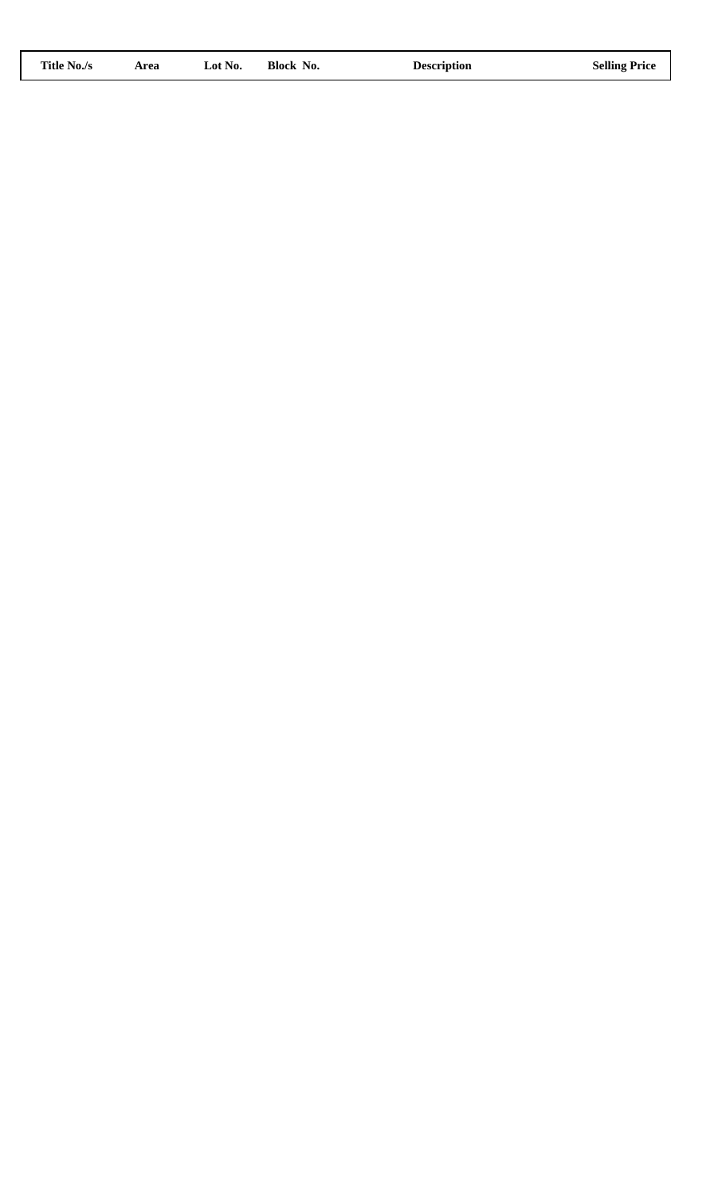| Title No./s | Area | Lot No. | Block No. | Description | Selling Price |
|---|---|---|---|---|---|